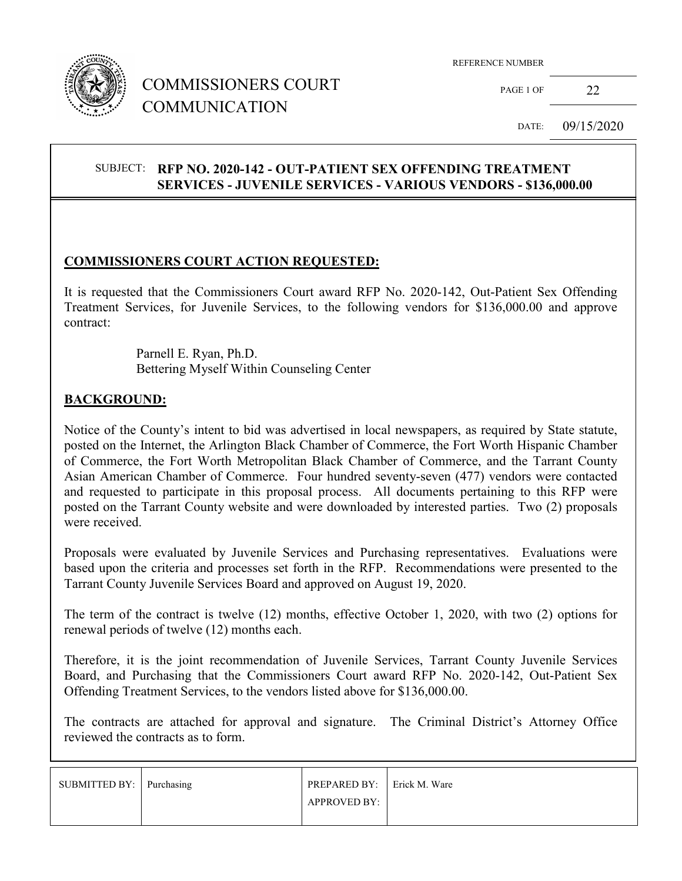# COMMISSIONERS COURT COMMUNICATION

REFERENCE NUMBER

PAGE 1 OF 22

DATE: 09/15/2020

SUBJECT: **RFP NO. 2020-142 - OUT-PATIENT SEX OFFENDING TREATMENT SERVICES - JUVENILE SERVICES - VARIOUS VENDORS - $136,000.00**

## COMMISSIONERS COURT ACTION REQUESTED:

It is requested that the Commissioners Court award RFP No. 2020-142, Out-Patient Sex Offending Treatment Services, for Juvenile Services, to the following vendors for $136,000.00 and approve contract:

Parnell E. Ryan, Ph.D.
Bettering Myself Within Counseling Center

## BACKGROUND:

Notice of the County's intent to bid was advertised in local newspapers, as required by State statute, posted on the Internet, the Arlington Black Chamber of Commerce, the Fort Worth Hispanic Chamber of Commerce, the Fort Worth Metropolitan Black Chamber of Commerce, and the Tarrant County Asian American Chamber of Commerce. Four hundred seventy-seven (477) vendors were contacted and requested to participate in this proposal process. All documents pertaining to this RFP were posted on the Tarrant County website and were downloaded by interested parties. Two (2) proposals were received.

Proposals were evaluated by Juvenile Services and Purchasing representatives. Evaluations were based upon the criteria and processes set forth in the RFP. Recommendations were presented to the Tarrant County Juvenile Services Board and approved on August 19, 2020.

The term of the contract is twelve (12) months, effective October 1, 2020, with two (2) options for renewal periods of twelve (12) months each.

Therefore, it is the joint recommendation of Juvenile Services, Tarrant County Juvenile Services Board, and Purchasing that the Commissioners Court award RFP No. 2020-142, Out-Patient Sex Offending Treatment Services, to the vendors listed above for $136,000.00.

The contracts are attached for approval and signature. The Criminal District's Attorney Office reviewed the contracts as to form.

| SUBMITTED BY: | Purchasing | PREPARED BY: APPROVED BY: | Erick M. Ware |
| --- | --- | --- | --- |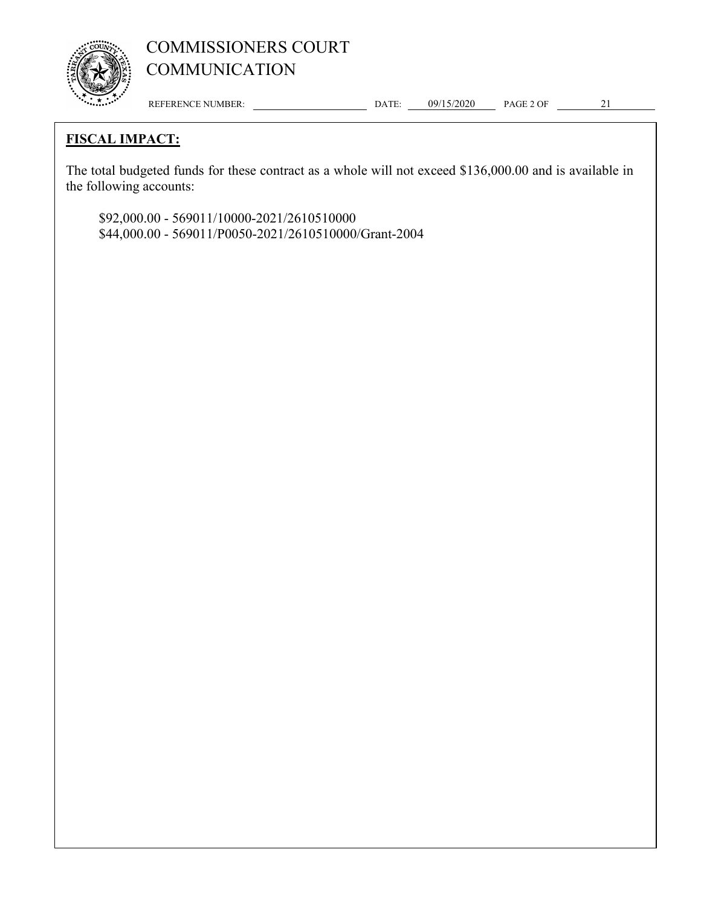## FISCAL IMPACT:

The total budgeted funds for these contract as a whole will not exceed $136,000.00 and is available in the following accounts:

$92,000.00 - 569011/10000-2021/2610510000
$44,000.00 - 569011/P0050-2021/2610510000/Grant-2004